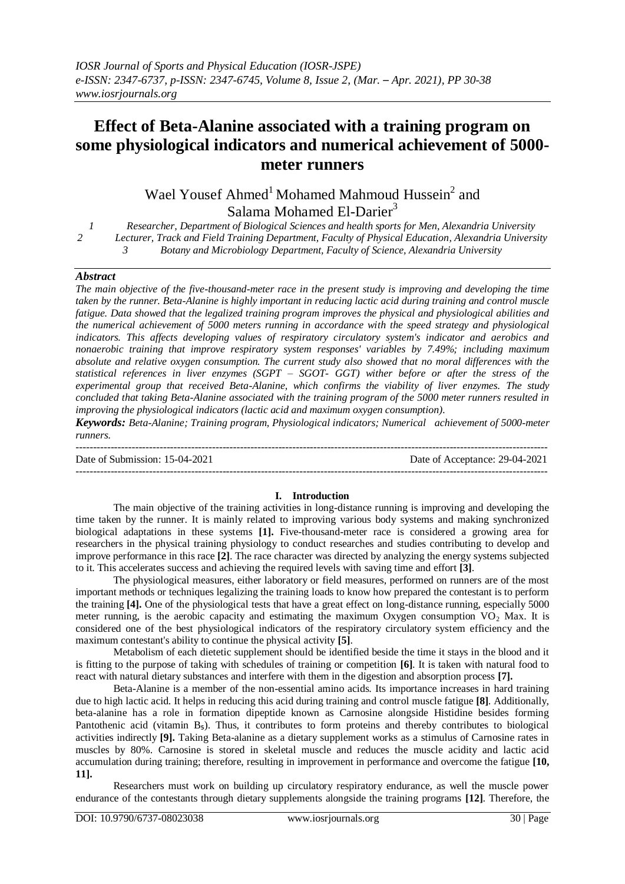# Effect of Beta-Alanine associated with a training program on some physiological indicators and numerical achievement of 5000-meter runners

Wael Yousef Ahmed[1] Mohamed Mahmoud Hussein[2] and Salama Mohamed El-Darier[3]

1 Researcher, Department of Biological Sciences and health sports for Men, Alexandria University
2 Lecturer, Track and Field Training Department, Faculty of Physical Education, Alexandria University
3 Botany and Microbiology Department, Faculty of Science, Alexandria University

### *Abstract*

*The main objective of the five-thousand-meter race in the present study is improving and developing the time taken by the runner. Beta-Alanine is highly important in reducing lactic acid during training and control muscle fatigue. Data showed that the legalized training program improves the physical and physiological abilities and the numerical achievement of 5000 meters running in accordance with the speed strategy and physiological indicators. This affects developing values of respiratory circulatory system's indicator and aerobics and nonaerobic training that improve respiratory system responses' variables by 7.49%; including maximum absolute and relative oxygen consumption. The current study also showed that no moral differences with the statistical references in liver enzymes (SGPT – SGOT- GGT) wither before or after the stress of the experimental group that received Beta-Alanine, which confirms the viability of liver enzymes. The study concluded that taking Beta-Alanine associated with the training program of the 5000 meter runners resulted in improving the physiological indicators (lactic acid and maximum oxygen consumption).*

***Keywords:*** *Beta-Alanine; Training program, Physiological indicators; Numerical achievement of 5000-meter runners.*

Date of Submission: 15-04-2021 Date of Acceptance: 29-04-2021

## I. Introduction

The main objective of the training activities in long-distance running is improving and developing the time taken by the runner. It is mainly related to improving various body systems and making synchronized biological adaptations in these systems **[1].** Five-thousand-meter race is considered a growing area for researchers in the physical training physiology to conduct researches and studies contributing to develop and improve performance in this race **[2]**. The race character was directed by analyzing the energy systems subjected to it. This accelerates success and achieving the required levels with saving time and effort **[3]**.

The physiological measures, either laboratory or field measures, performed on runners are of the most important methods or techniques legalizing the training loads to know how prepared the contestant is to perform the training **[4].** One of the physiological tests that have a great effect on long-distance running, especially 5000 meter running, is the aerobic capacity and estimating the maximum Oxygen consumption $VO_2$ Max. It is considered one of the best physiological indicators of the respiratory circulatory system efficiency and the maximum contestant's ability to continue the physical activity **[5]**.

Metabolism of each dietetic supplement should be identified beside the time it stays in the blood and it is fitting to the purpose of taking with schedules of training or competition **[6]**. It is taken with natural food to react with natural dietary substances and interfere with them in the digestion and absorption process **[7].**

Beta-Alanine is a member of the non-essential amino acids. Its importance increases in hard training due to high lactic acid. It helps in reducing this acid during training and control muscle fatigue **[8]**. Additionally, beta-alanine has a role in formation dipeptide known as Carnosine alongside Histidine besides forming Pantothenic acid (vitamin $B_5$). Thus, it contributes to form proteins and thereby contributes to biological activities indirectly **[9].** Taking Beta-alanine as a dietary supplement works as a stimulus of Carnosine rates in muscles by 80%. Carnosine is stored in skeletal muscle and reduces the muscle acidity and lactic acid accumulation during training; therefore, resulting in improvement in performance and overcome the fatigue **[10, 11].**

Researchers must work on building up circulatory respiratory endurance, as well the muscle power endurance of the contestants through dietary supplements alongside the training programs **[12]**. Therefore, the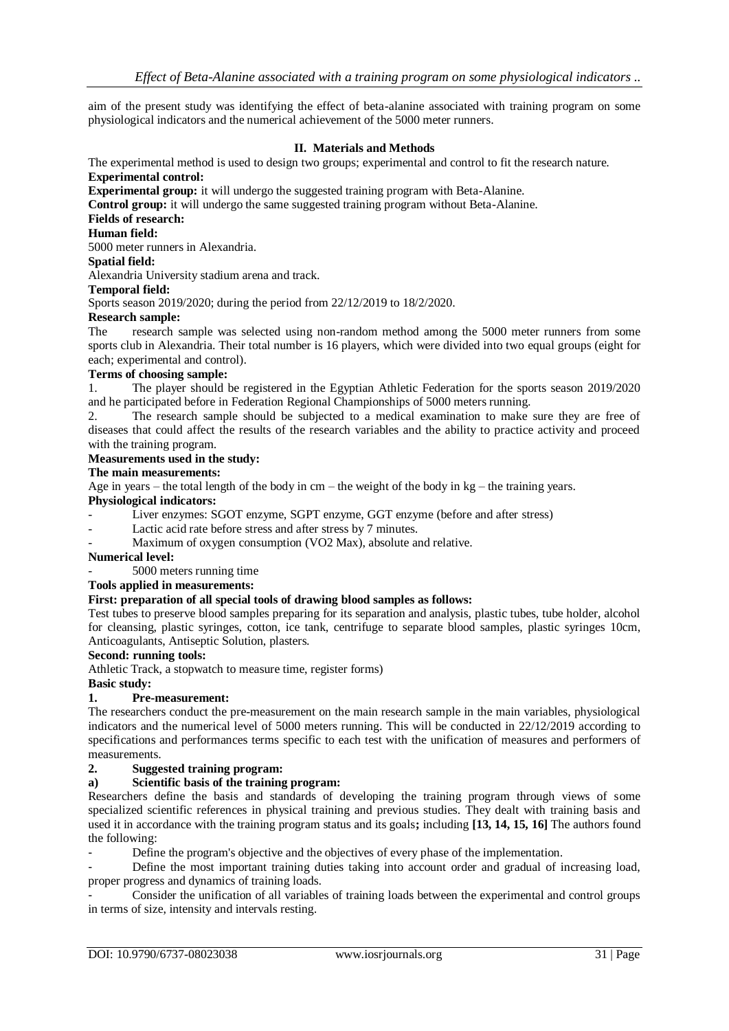aim of the present study was identifying the effect of beta-alanine associated with training program on some physiological indicators and the numerical achievement of the 5000 meter runners.

## II. Materials and Methods

The experimental method is used to design two groups; experimental and control to fit the research nature.

**Experimental control:**

**Experimental group:** it will undergo the suggested training program with Beta-Alanine.

**Control group:** it will undergo the same suggested training program without Beta-Alanine.

**Fields of research:**

**Human field:**

5000 meter runners in Alexandria.

**Spatial field:**

Alexandria University stadium arena and track.

**Temporal field:**

Sports season 2019/2020; during the period from 22/12/2019 to 18/2/2020.

**Research sample:**

The research sample was selected using non-random method among the 5000 meter runners from some sports club in Alexandria. Their total number is 16 players, which were divided into two equal groups (eight for each; experimental and control).

**Terms of choosing sample:**

1. The player should be registered in the Egyptian Athletic Federation for the sports season 2019/2020 and he participated before in Federation Regional Championships of 5000 meters running.
2. The research sample should be subjected to a medical examination to make sure they are free of diseases that could affect the results of the research variables and the ability to practice activity and proceed with the training program.

**Measurements used in the study:**

**The main measurements:**

Age in years – the total length of the body in cm – the weight of the body in kg – the training years.

**Physiological indicators:**

- Liver enzymes: SGOT enzyme, SGPT enzyme, GGT enzyme (before and after stress)
- Lactic acid rate before stress and after stress by 7 minutes.
- Maximum of oxygen consumption (VO2 Max), absolute and relative.

**Numerical level:**

- 5000 meters running time

**Tools applied in measurements:**

**First: preparation of all special tools of drawing blood samples as follows:**

Test tubes to preserve blood samples preparing for its separation and analysis, plastic tubes, tube holder, alcohol for cleansing, plastic syringes, cotton, ice tank, centrifuge to separate blood samples, plastic syringes 10cm, Anticoagulants, Antiseptic Solution, plasters.

**Second: running tools:**

Athletic Track, a stopwatch to measure time, register forms)

**Basic study:**

**1. Pre-measurement:**

The researchers conduct the pre-measurement on the main research sample in the main variables, physiological indicators and the numerical level of 5000 meters running. This will be conducted in 22/12/2019 according to specifications and performances terms specific to each test with the unification of measures and performers of measurements.

**2. Suggested training program:**

**a) Scientific basis of the training program:**

Researchers define the basis and standards of developing the training program through views of some specialized scientific references in physical training and previous studies. They dealt with training basis and used it in accordance with the training program status and its goals**;** including **[13, 14, 15, 16]** The authors found the following:

- Define the program's objective and the objectives of every phase of the implementation.
- Define the most important training duties taking into account order and gradual of increasing load, proper progress and dynamics of training loads.
- Consider the unification of all variables of training loads between the experimental and control groups in terms of size, intensity and intervals resting.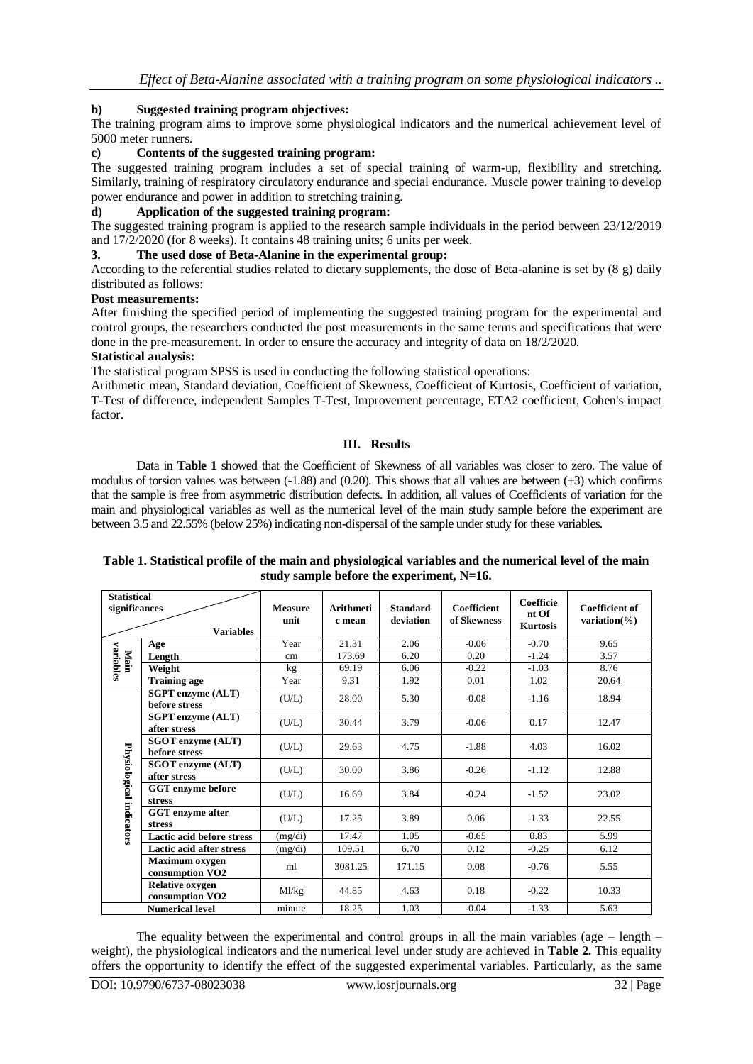**b) Suggested training program objectives:**

The training program aims to improve some physiological indicators and the numerical achievement level of 5000 meter runners.

**c) Contents of the suggested training program:**

The suggested training program includes a set of special training of warm-up, flexibility and stretching. Similarly, training of respiratory circulatory endurance and special endurance. Muscle power training to develop power endurance and power in addition to stretching training.

**d) Application of the suggested training program:**

The suggested training program is applied to the research sample individuals in the period between 23/12/2019 and 17/2/2020 (for 8 weeks). It contains 48 training units; 6 units per week.

**3. The used dose of Beta-Alanine in the experimental group:**

According to the referential studies related to dietary supplements, the dose of Beta-alanine is set by (8 g) daily distributed as follows:

**Post measurements:**

After finishing the specified period of implementing the suggested training program for the experimental and control groups, the researchers conducted the post measurements in the same terms and specifications that were done in the pre-measurement. In order to ensure the accuracy and integrity of data on 18/2/2020.

**Statistical analysis:**

The statistical program SPSS is used in conducting the following statistical operations:

Arithmetic mean, Standard deviation, Coefficient of Skewness, Coefficient of Kurtosis, Coefficient of variation, T-Test of difference, independent Samples T-Test, Improvement percentage, ETA2 coefficient, Cohen's impact factor.

## III. Results

Data in **Table 1** showed that the Coefficient of Skewness of all variables was closer to zero. The value of modulus of torsion values was between (-1.88) and (0.20). This shows that all values are between (±3) which confirms that the sample is free from asymmetric distribution defects. In addition, all values of Coefficients of variation for the main and physiological variables as well as the numerical level of the main study sample before the experiment are between 3.5 and 22.55% (below 25%) indicating non-dispersal of the sample under study for these variables.

**Table 1. Statistical profile of the main and physiological variables and the numerical level of the main study sample before the experiment, N=16.**

| Statistical significances / Variables | | Measure unit | Arithmetic mean | Standard deviation | Coefficient of Skewness | Coefficient Of Kurtosis | Coefficient of variation(%) |
|---|---|---|---|---|---|---|---|
| Main variables | Age | Year | 21.31 | 2.06 | -0.06 | -0.70 | 9.65 |
| | Length | cm | 173.69 | 6.20 | 0.20 | -1.24 | 3.57 |
| | Weight | kg | 69.19 | 6.06 | -0.22 | -1.03 | 8.76 |
| | Training age | Year | 9.31 | 1.92 | 0.01 | 1.02 | 20.64 |
| Physiological indicators | SGPT enzyme (ALT) before stress | (U/L) | 28.00 | 5.30 | -0.08 | -1.16 | 18.94 |
| | SGPT enzyme (ALT) after stress | (U/L) | 30.44 | 3.79 | -0.06 | 0.17 | 12.47 |
| | SGOT enzyme (ALT) before stress | (U/L) | 29.63 | 4.75 | -1.88 | 4.03 | 16.02 |
| | SGOT enzyme (ALT) after stress | (U/L) | 30.00 | 3.86 | -0.26 | -1.12 | 12.88 |
| | GGT enzyme before stress | (U/L) | 16.69 | 3.84 | -0.24 | -1.52 | 23.02 |
| | GGT enzyme after stress | (U/L) | 17.25 | 3.89 | 0.06 | -1.33 | 22.55 |
| | Lactic acid before stress | (mg/di) | 17.47 | 1.05 | -0.65 | 0.83 | 5.99 |
| | Lactic acid after stress | (mg/di) | 109.51 | 6.70 | 0.12 | -0.25 | 6.12 |
| | Maximum oxygen consumption VO2 | ml | 3081.25 | 171.15 | 0.08 | -0.76 | 5.55 |
| | Relative oxygen consumption VO2 | Ml/kg | 44.85 | 4.63 | 0.18 | -0.22 | 10.33 |
| Numerical level | | minute | 18.25 | 1.03 | -0.04 | -1.33 | 5.63 |

The equality between the experimental and control groups in all the main variables (age – length – weight), the physiological indicators and the numerical level under study are achieved in **Table 2.** This equality offers the opportunity to identify the effect of the suggested experimental variables. Particularly, as the same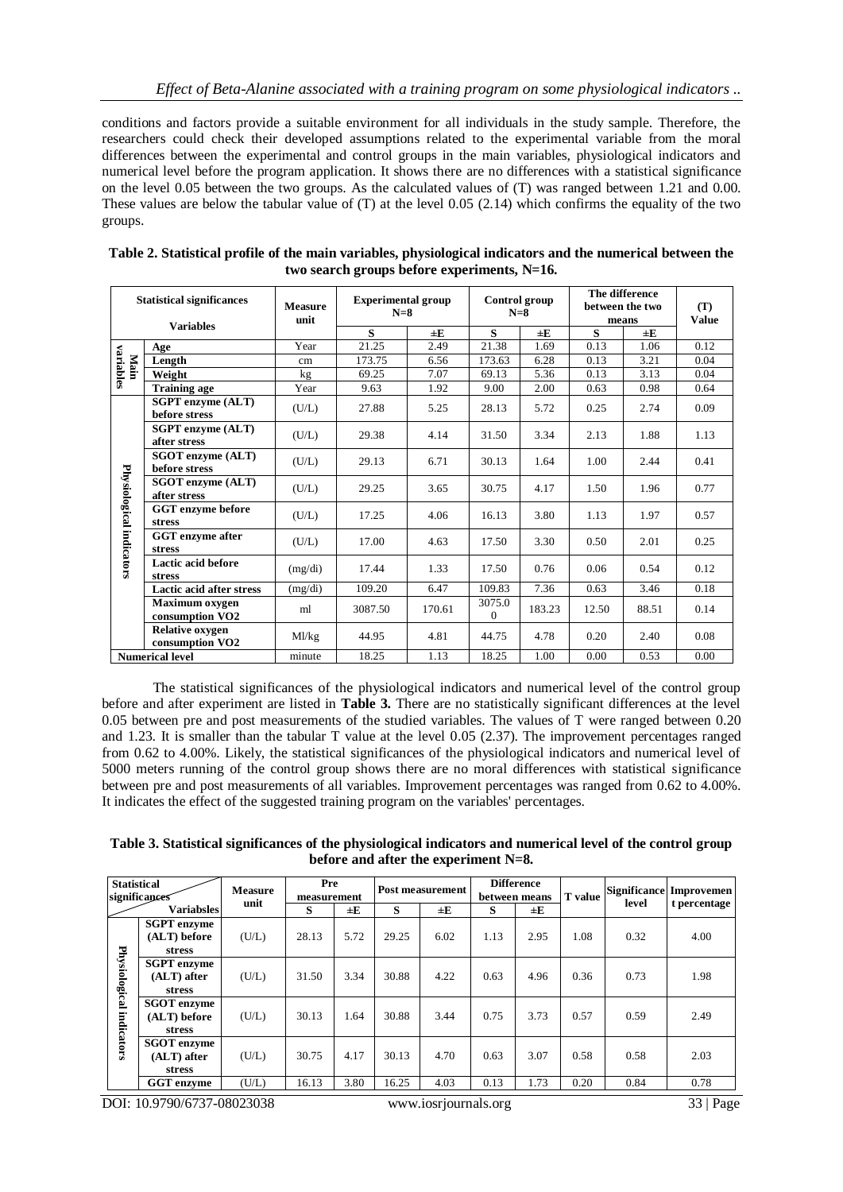conditions and factors provide a suitable environment for all individuals in the study sample. Therefore, the researchers could check their developed assumptions related to the experimental variable from the moral differences between the experimental and control groups in the main variables, physiological indicators and numerical level before the program application. It shows there are no differences with a statistical significance on the level 0.05 between the two groups. As the calculated values of (T) was ranged between 1.21 and 0.00. These values are below the tabular value of (T) at the level 0.05 (2.14) which confirms the equality of the two groups.

**Table 2. Statistical profile of the main variables, physiological indicators and the numerical between the two search groups before experiments, N=16.**

| Statistical significances / Variables | | Measure unit | Experimental group N=8 | | Control group N=8 | | The difference between the two means | | (T) Value |
|---|---|---|---|---|---|---|---|---|---|
| | | | S | ±E | S | ±E | S | ±E | |
| Main variables | Age | Year | 21.25 | 2.49 | 21.38 | 1.69 | 0.13 | 1.06 | 0.12 |
| | Length | cm | 173.75 | 6.56 | 173.63 | 6.28 | 0.13 | 3.21 | 0.04 |
| | Weight | kg | 69.25 | 7.07 | 69.13 | 5.36 | 0.13 | 3.13 | 0.04 |
| | Training age | Year | 9.63 | 1.92 | 9.00 | 2.00 | 0.63 | 0.98 | 0.64 |
| Physiological indicators | SGPT enzyme (ALT) before stress | (U/L) | 27.88 | 5.25 | 28.13 | 5.72 | 0.25 | 2.74 | 0.09 |
| | SGPT enzyme (ALT) after stress | (U/L) | 29.38 | 4.14 | 31.50 | 3.34 | 2.13 | 1.88 | 1.13 |
| | SGOT enzyme (ALT) before stress | (U/L) | 29.13 | 6.71 | 30.13 | 1.64 | 1.00 | 2.44 | 0.41 |
| | SGOT enzyme (ALT) after stress | (U/L) | 29.25 | 3.65 | 30.75 | 4.17 | 1.50 | 1.96 | 0.77 |
| | GGT enzyme before stress | (U/L) | 17.25 | 4.06 | 16.13 | 3.80 | 1.13 | 1.97 | 0.57 |
| | GGT enzyme after stress | (U/L) | 17.00 | 4.63 | 17.50 | 3.30 | 0.50 | 2.01 | 0.25 |
| | Lactic acid before stress | (mg/di) | 17.44 | 1.33 | 17.50 | 0.76 | 0.06 | 0.54 | 0.12 |
| | Lactic acid after stress | (mg/di) | 109.20 | 6.47 | 109.83 | 7.36 | 0.63 | 3.46 | 0.18 |
| | Maximum oxygen consumption VO2 | ml | 3087.50 | 170.61 | 3075.00 | 183.23 | 12.50 | 88.51 | 0.14 |
| | Relative oxygen consumption VO2 | Ml/kg | 44.95 | 4.81 | 44.75 | 4.78 | 0.20 | 2.40 | 0.08 |
| Numerical level | | minute | 18.25 | 1.13 | 18.25 | 1.00 | 0.00 | 0.53 | 0.00 |

The statistical significances of the physiological indicators and numerical level of the control group before and after experiment are listed in **Table 3.** There are no statistically significant differences at the level 0.05 between pre and post measurements of the studied variables. The values of T were ranged between 0.20 and 1.23. It is smaller than the tabular T value at the level 0.05 (2.37). The improvement percentages ranged from 0.62 to 4.00%. Likely, the statistical significances of the physiological indicators and numerical level of 5000 meters running of the control group shows there are no moral differences with statistical significance between pre and post measurements of all variables. Improvement percentages was ranged from 0.62 to 4.00%. It indicates the effect of the suggested training program on the variables' percentages.

**Table 3. Statistical significances of the physiological indicators and numerical level of the control group before and after the experiment N=8.**

| Statistical significances / Variables | | Measure unit | Pre measurement | | Post measurement | | Difference between means | | T value | Significance level | Improvement percentage |
|---|---|---|---|---|---|---|---|---|---|---|---|
| | | | S | ±E | S | ±E | S | ±E | | | |
| Physiological indicators | SGPT enzyme (ALT) before stress | (U/L) | 28.13 | 5.72 | 29.25 | 6.02 | 1.13 | 2.95 | 1.08 | 0.32 | 4.00 |
| | SGPT enzyme (ALT) after stress | (U/L) | 31.50 | 3.34 | 30.88 | 4.22 | 0.63 | 4.96 | 0.36 | 0.73 | 1.98 |
| | SGOT enzyme (ALT) before stress | (U/L) | 30.13 | 1.64 | 30.88 | 3.44 | 0.75 | 3.73 | 0.57 | 0.59 | 2.49 |
| | SGOT enzyme (ALT) after stress | (U/L) | 30.75 | 4.17 | 30.13 | 4.70 | 0.63 | 3.07 | 0.58 | 0.58 | 2.03 |
| | GGT enzyme | (U/L) | 16.13 | 3.80 | 16.25 | 4.03 | 0.13 | 1.73 | 0.20 | 0.84 | 0.78 |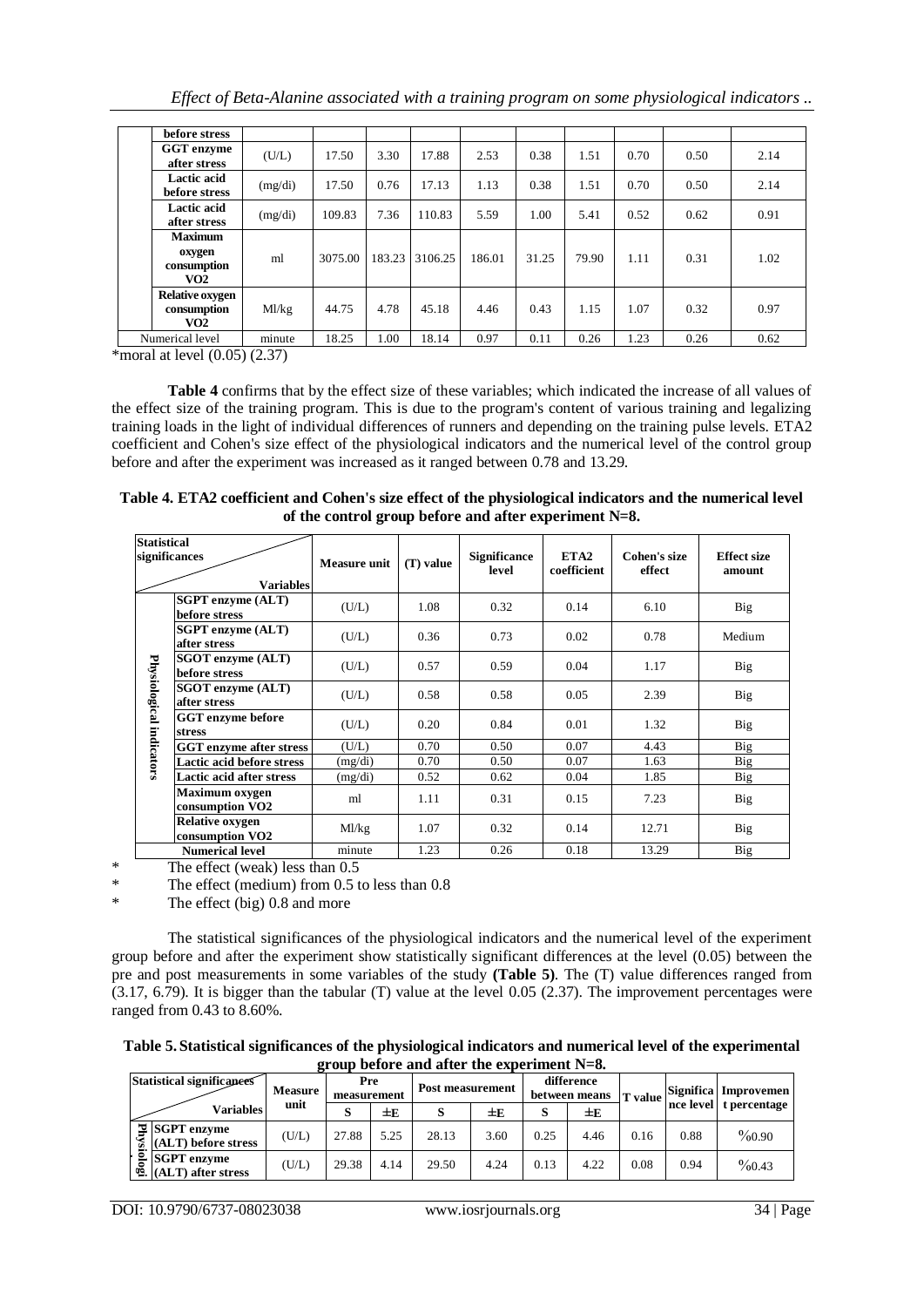| | before stress | | | | | | | | | | |
|---|---|---|---|---|---|---|---|---|---|---|---|
| | GGT enzyme after stress | (U/L) | 17.50 | 3.30 | 17.88 | 2.53 | 0.38 | 1.51 | 0.70 | 0.50 | 2.14 |
| | Lactic acid before stress | (mg/di) | 17.50 | 0.76 | 17.13 | 1.13 | 0.38 | 1.51 | 0.70 | 0.50 | 2.14 |
| | Lactic acid after stress | (mg/di) | 109.83 | 7.36 | 110.83 | 5.59 | 1.00 | 5.41 | 0.52 | 0.62 | 0.91 |
| | Maximum oxygen consumption VO2 | ml | 3075.00 | 183.23 | 3106.25 | 186.01 | 31.25 | 79.90 | 1.11 | 0.31 | 1.02 |
| | Relative oxygen consumption VO2 | Ml/kg | 44.75 | 4.78 | 45.18 | 4.46 | 0.43 | 1.15 | 1.07 | 0.32 | 0.97 |
| Numerical level | | minute | 18.25 | 1.00 | 18.14 | 0.97 | 0.11 | 0.26 | 1.23 | 0.26 | 0.62 |

*moral at level (0.05) (2.37)

**Table 4** confirms that by the effect size of these variables; which indicated the increase of all values of the effect size of the training program. This is due to the program's content of various training and legalizing training loads in the light of individual differences of runners and depending on the training pulse levels. ETA2 coefficient and Cohen's size effect of the physiological indicators and the numerical level of the control group before and after the experiment was increased as it ranged between 0.78 and 13.29.

**Table 4. ETA2 coefficient and Cohen's size effect of the physiological indicators and the numerical level of the control group before and after experiment N=8.**

| Statistical significances / Variables | | Measure unit | (T) value | Significance level | ETA2 coefficient | Cohen's size effect | Effect size amount |
|---|---|---|---|---|---|---|---|
| Physiological indicators | SGPT enzyme (ALT) before stress | (U/L) | 1.08 | 0.32 | 0.14 | 6.10 | Big |
| | SGPT enzyme (ALT) after stress | (U/L) | 0.36 | 0.73 | 0.02 | 0.78 | Medium |
| | SGOT enzyme (ALT) before stress | (U/L) | 0.57 | 0.59 | 0.04 | 1.17 | Big |
| | SGOT enzyme (ALT) after stress | (U/L) | 0.58 | 0.58 | 0.05 | 2.39 | Big |
| | GGT enzyme before stress | (U/L) | 0.20 | 0.84 | 0.01 | 1.32 | Big |
| | GGT enzyme after stress | (U/L) | 0.70 | 0.50 | 0.07 | 4.43 | Big |
| | Lactic acid before stress | (mg/di) | 0.70 | 0.50 | 0.07 | 1.63 | Big |
| | Lactic acid after stress | (mg/di) | 0.52 | 0.62 | 0.04 | 1.85 | Big |
| | Maximum oxygen consumption VO2 | ml | 1.11 | 0.31 | 0.15 | 7.23 | Big |
| | Relative oxygen consumption VO2 | Ml/kg | 1.07 | 0.32 | 0.14 | 12.71 | Big |
| Numerical level | | minute | 1.23 | 0.26 | 0.18 | 13.29 | Big |

* The effect (weak) less than 0.5
* The effect (medium) from 0.5 to less than 0.8
* The effect (big) 0.8 and more

The statistical significances of the physiological indicators and the numerical level of the experiment group before and after the experiment show statistically significant differences at the level (0.05) between the pre and post measurements in some variables of the study **(Table 5)**. The (T) value differences ranged from (3.17, 6.79). It is bigger than the tabular (T) value at the level 0.05 (2.37). The improvement percentages were ranged from 0.43 to 8.60%.

**Table 5. Statistical significances of the physiological indicators and numerical level of the experimental group before and after the experiment N=8.**

| Statistical significances / Variables | | Measure unit | Pre measurement | | Post measurement | | difference between means | | T value | Significance level | Improvement percentage |
|---|---|---|---|---|---|---|---|---|---|---|---|
| | | | S | ±E | S | ±E | S | ±E | | | |
| Physiologi... | SGPT enzyme (ALT) before stress | (U/L) | 27.88 | 5.25 | 28.13 | 3.60 | 0.25 | 4.46 | 0.16 | 0.88 | %0.90 |
| | SGPT enzyme (ALT) after stress | (U/L) | 29.38 | 4.14 | 29.50 | 4.24 | 0.13 | 4.22 | 0.08 | 0.94 | %0.43 |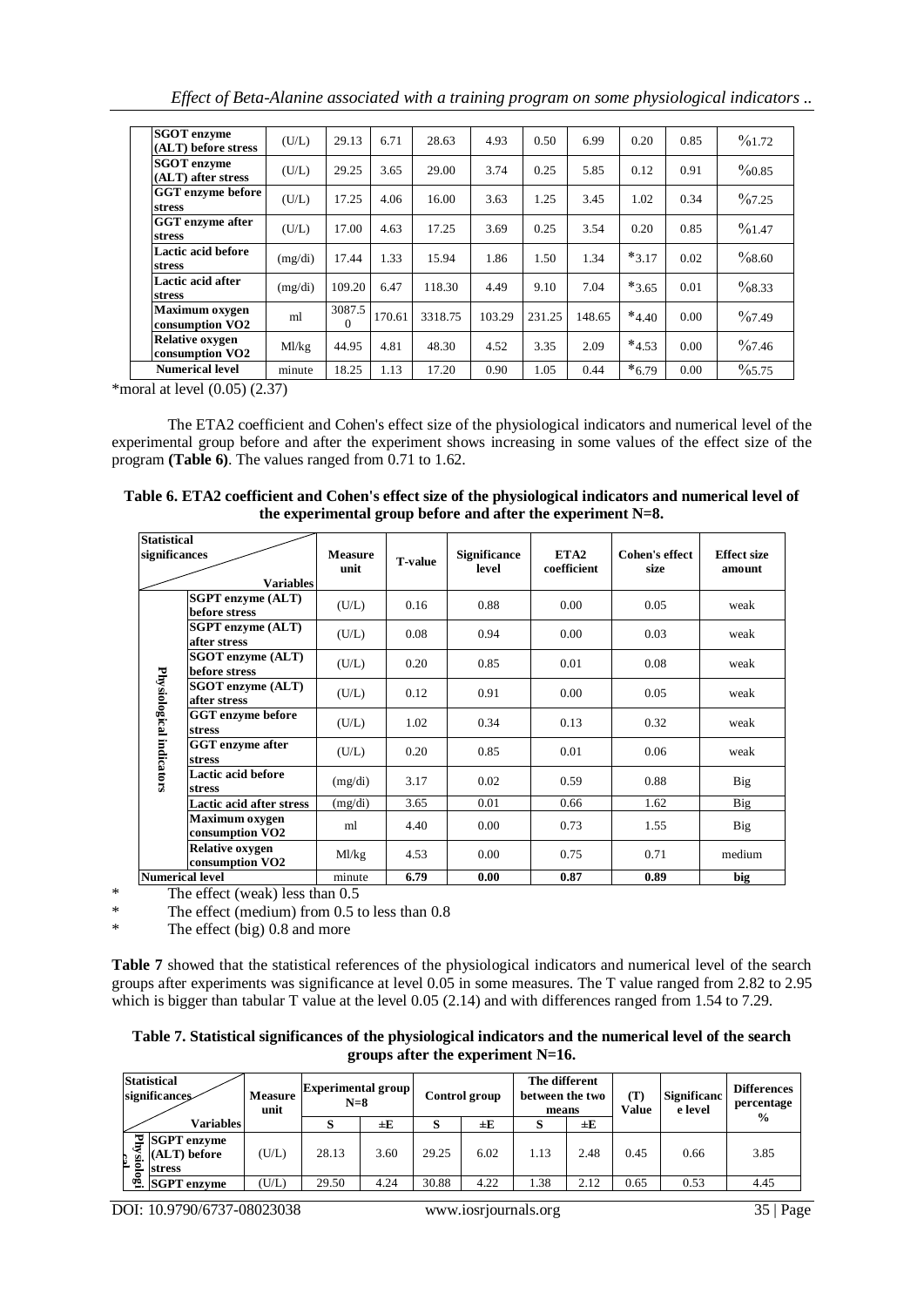| | | | | | | | | | | |
|---|---|---|---|---|---|---|---|---|---|---|
| SGOT enzyme (ALT) before stress | (U/L) | 29.13 | 6.71 | 28.63 | 4.93 | 0.50 | 6.99 | 0.20 | 0.85 | %1.72 |
| SGOT enzyme (ALT) after stress | (U/L) | 29.25 | 3.65 | 29.00 | 3.74 | 0.25 | 5.85 | 0.12 | 0.91 | %0.85 |
| GGT enzyme before stress | (U/L) | 17.25 | 4.06 | 16.00 | 3.63 | 1.25 | 3.45 | 1.02 | 0.34 | %7.25 |
| GGT enzyme after stress | (U/L) | 17.00 | 4.63 | 17.25 | 3.69 | 0.25 | 3.54 | 0.20 | 0.85 | %1.47 |
| Lactic acid before stress | (mg/di) | 17.44 | 1.33 | 15.94 | 1.86 | 1.50 | 1.34 | *3.17 | 0.02 | %8.60 |
| Lactic acid after stress | (mg/di) | 109.20 | 6.47 | 118.30 | 4.49 | 9.10 | 7.04 | *3.65 | 0.01 | %8.33 |
| Maximum oxygen consumption VO2 | ml | 3087.50 | 170.61 | 3318.75 | 103.29 | 231.25 | 148.65 | *4.40 | 0.00 | %7.49 |
| Relative oxygen consumption VO2 | Ml/kg | 44.95 | 4.81 | 48.30 | 4.52 | 3.35 | 2.09 | *4.53 | 0.00 | %7.46 |
| Numerical level | minute | 18.25 | 1.13 | 17.20 | 0.90 | 1.05 | 0.44 | *6.79 | 0.00 | %5.75 |

*moral at level (0.05) (2.37)

The ETA2 coefficient and Cohen's effect size of the physiological indicators and numerical level of the experimental group before and after the experiment shows increasing in some values of the effect size of the program **(Table 6)**. The values ranged from 0.71 to 1.62.

**Table 6. ETA2 coefficient and Cohen's effect size of the physiological indicators and numerical level of the experimental group before and after the experiment N=8.**

| Statistical significances / Variables | | Measure unit | T-value | Significance level | ETA2 coefficient | Cohen's effect size | Effect size amount |
|---|---|---|---|---|---|---|---|
| Physiological indicators | SGPT enzyme (ALT) before stress | (U/L) | 0.16 | 0.88 | 0.00 | 0.05 | weak |
| | SGPT enzyme (ALT) after stress | (U/L) | 0.08 | 0.94 | 0.00 | 0.03 | weak |
| | SGOT enzyme (ALT) before stress | (U/L) | 0.20 | 0.85 | 0.01 | 0.08 | weak |
| | SGOT enzyme (ALT) after stress | (U/L) | 0.12 | 0.91 | 0.00 | 0.05 | weak |
| | GGT enzyme before stress | (U/L) | 1.02 | 0.34 | 0.13 | 0.32 | weak |
| | GGT enzyme after stress | (U/L) | 0.20 | 0.85 | 0.01 | 0.06 | weak |
| | Lactic acid before stress | (mg/di) | 3.17 | 0.02 | 0.59 | 0.88 | Big |
| | Lactic acid after stress | (mg/di) | 3.65 | 0.01 | 0.66 | 1.62 | Big |
| | Maximum oxygen consumption VO2 | ml | 4.40 | 0.00 | 0.73 | 1.55 | Big |
| | Relative oxygen consumption VO2 | Ml/kg | 4.53 | 0.00 | 0.75 | 0.71 | medium |
| Numerical level | | minute | **6.79** | **0.00** | **0.87** | **0.89** | **big** |

\* The effect (weak) less than 0.5
\* The effect (medium) from 0.5 to less than 0.8
\* The effect (big) 0.8 and more

**Table 7** showed that the statistical references of the physiological indicators and numerical level of the search groups after experiments was significance at level 0.05 in some measures. The T value ranged from 2.82 to 2.95 which is bigger than tabular T value at the level 0.05 (2.14) and with differences ranged from 1.54 to 7.29.

**Table 7. Statistical significances of the physiological indicators and the numerical level of the search groups after the experiment N=16.**

| Statistical significances / Variables | | Measure unit | Experimental group N=8 | | Control group | | The different between the two means | | (T) Value | Significance level | Differences percentage % |
|---|---|---|---|---|---|---|---|---|---|---|---|
| | | | S | ±E | S | ±E | S | ±E | | | |
| Physiological | SGPT enzyme (ALT) before stress | (U/L) | 28.13 | 3.60 | 29.25 | 6.02 | 1.13 | 2.48 | 0.45 | 0.66 | 3.85 |
| | SGPT enzyme | (U/L) | 29.50 | 4.24 | 30.88 | 4.22 | 1.38 | 2.12 | 0.65 | 0.53 | 4.45 |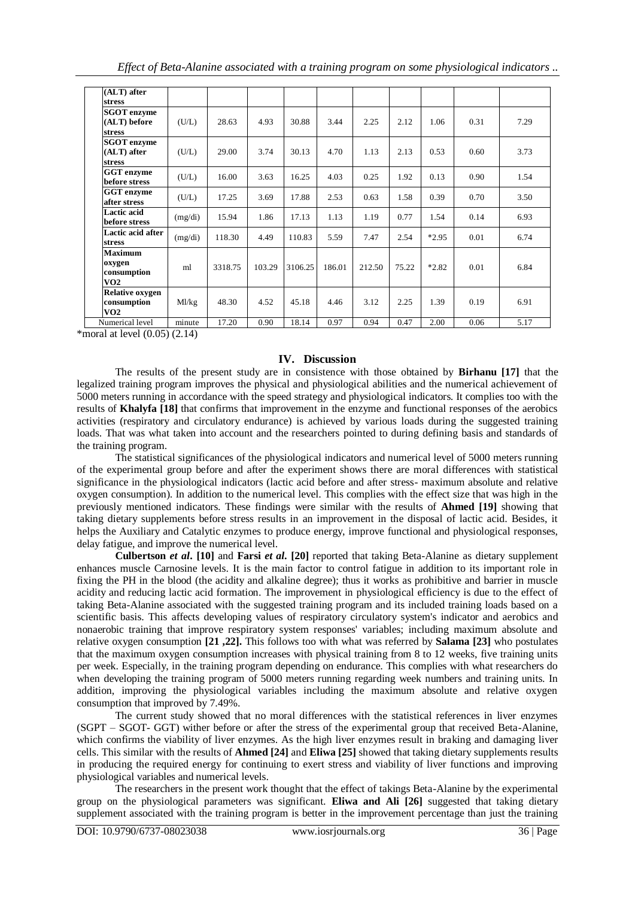| | | | | | | | | | |
|---|---|---|---|---|---|---|---|---|---|
| (ALT) after stress | | | | | | | | | |
| SGOT enzyme (ALT) before stress | (U/L) | 28.63 | 4.93 | 30.88 | 3.44 | 2.25 | 2.12 | 1.06 | 0.31 | 7.29 |
| SGOT enzyme (ALT) after stress | (U/L) | 29.00 | 3.74 | 30.13 | 4.70 | 1.13 | 2.13 | 0.53 | 0.60 | 3.73 |
| GGT enzyme before stress | (U/L) | 16.00 | 3.63 | 16.25 | 4.03 | 0.25 | 1.92 | 0.13 | 0.90 | 1.54 |
| GGT enzyme after stress | (U/L) | 17.25 | 3.69 | 17.88 | 2.53 | 0.63 | 1.58 | 0.39 | 0.70 | 3.50 |
| Lactic acid before stress | (mg/di) | 15.94 | 1.86 | 17.13 | 1.13 | 1.19 | 0.77 | 1.54 | 0.14 | 6.93 |
| Lactic acid after stress | (mg/di) | 118.30 | 4.49 | 110.83 | 5.59 | 7.47 | 2.54 | *2.95 | 0.01 | 6.74 |
| Maximum oxygen consumption VO2 | ml | 3318.75 | 103.29 | 3106.25 | 186.01 | 212.50 | 75.22 | *2.82 | 0.01 | 6.84 |
| Relative oxygen consumption VO2 | Ml/kg | 48.30 | 4.52 | 45.18 | 4.46 | 3.12 | 2.25 | 1.39 | 0.19 | 6.91 |
| Numerical level | minute | 17.20 | 0.90 | 18.14 | 0.97 | 0.94 | 0.47 | 2.00 | 0.06 | 5.17 |

*moral at level (0.05) (2.14)

## IV. Discussion

The results of the present study are in consistence with those obtained by **Birhanu [17]** that the legalized training program improves the physical and physiological abilities and the numerical achievement of 5000 meters running in accordance with the speed strategy and physiological indicators. It complies too with the results of **Khalyfa [18]** that confirms that improvement in the enzyme and functional responses of the aerobics activities (respiratory and circulatory endurance) is achieved by various loads during the suggested training loads. That was what taken into account and the researchers pointed to during defining basis and standards of the training program.

The statistical significances of the physiological indicators and numerical level of 5000 meters running of the experimental group before and after the experiment shows there are moral differences with statistical significance in the physiological indicators (lactic acid before and after stress- maximum absolute and relative oxygen consumption). In addition to the numerical level. This complies with the effect size that was high in the previously mentioned indicators. These findings were similar with the results of **Ahmed [19]** showing that taking dietary supplements before stress results in an improvement in the disposal of lactic acid. Besides, it helps the Auxiliary and Catalytic enzymes to produce energy, improve functional and physiological responses, delay fatigue, and improve the numerical level.

**Culbertson *et al*. [10]** and **Farsi *et al*. [20]** reported that taking Beta-Alanine as dietary supplement enhances muscle Carnosine levels. It is the main factor to control fatigue in addition to its important role in fixing the PH in the blood (the acidity and alkaline degree); thus it works as prohibitive and barrier in muscle acidity and reducing lactic acid formation. The improvement in physiological efficiency is due to the effect of taking Beta-Alanine associated with the suggested training program and its included training loads based on a scientific basis. This affects developing values of respiratory circulatory system's indicator and aerobics and nonaerobic training that improve respiratory system responses' variables; including maximum absolute and relative oxygen consumption **[21 ,22].** This follows too with what was referred by **Salama [23]** who postulates that the maximum oxygen consumption increases with physical training from 8 to 12 weeks, five training units per week. Especially, in the training program depending on endurance. This complies with what researchers do when developing the training program of 5000 meters running regarding week numbers and training units. In addition, improving the physiological variables including the maximum absolute and relative oxygen consumption that improved by 7.49%.

The current study showed that no moral differences with the statistical references in liver enzymes (SGPT – SGOT- GGT) wither before or after the stress of the experimental group that received Beta-Alanine, which confirms the viability of liver enzymes. As the high liver enzymes result in braking and damaging liver cells. This similar with the results of **Ahmed [24]** and **Eliwa [25]** showed that taking dietary supplements results in producing the required energy for continuing to exert stress and viability of liver functions and improving physiological variables and numerical levels.

The researchers in the present work thought that the effect of takings Beta-Alanine by the experimental group on the physiological parameters was significant. **Eliwa and Ali [26]** suggested that taking dietary supplement associated with the training program is better in the improvement percentage than just the training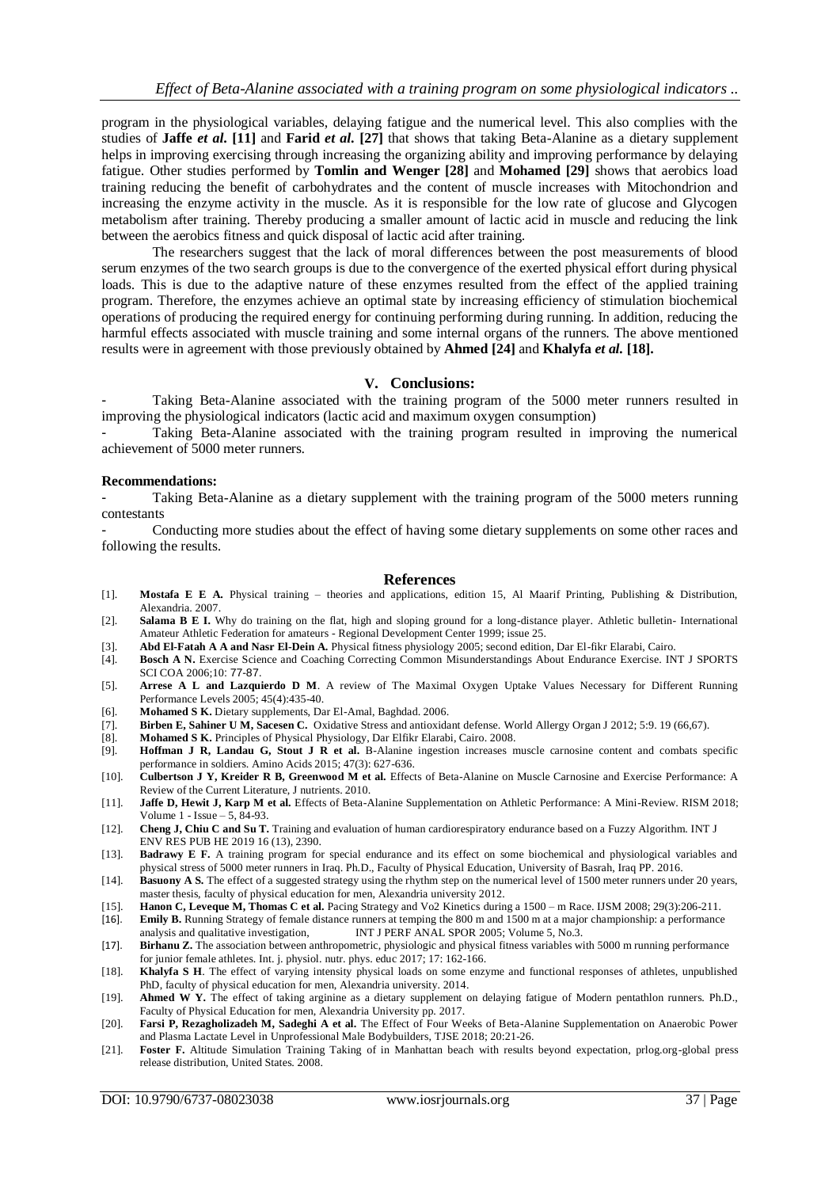program in the physiological variables, delaying fatigue and the numerical level. This also complies with the studies of **Jaffe *et al.* [11]** and **Farid *et al.* [27]** that shows that taking Beta-Alanine as a dietary supplement helps in improving exercising through increasing the organizing ability and improving performance by delaying fatigue. Other studies performed by **Tomlin and Wenger [28]** and **Mohamed [29]** shows that aerobics load training reducing the benefit of carbohydrates and the content of muscle increases with Mitochondrion and increasing the enzyme activity in the muscle. As it is responsible for the low rate of glucose and Glycogen metabolism after training. Thereby producing a smaller amount of lactic acid in muscle and reducing the link between the aerobics fitness and quick disposal of lactic acid after training.

The researchers suggest that the lack of moral differences between the post measurements of blood serum enzymes of the two search groups is due to the convergence of the exerted physical effort during physical loads. This is due to the adaptive nature of these enzymes resulted from the effect of the applied training program. Therefore, the enzymes achieve an optimal state by increasing efficiency of stimulation biochemical operations of producing the required energy for continuing performing during running. In addition, reducing the harmful effects associated with muscle training and some internal organs of the runners. The above mentioned results were in agreement with those previously obtained by **Ahmed [24]** and **Khalyfa *et al.* [18].**

## V. Conclusions:

- Taking Beta-Alanine associated with the training program of the 5000 meter runners resulted in improving the physiological indicators (lactic acid and maximum oxygen consumption)
- Taking Beta-Alanine associated with the training program resulted in improving the numerical achievement of 5000 meter runners.

### Recommendations:

- Taking Beta-Alanine as a dietary supplement with the training program of the 5000 meters running contestants
- Conducting more studies about the effect of having some dietary supplements on some other races and following the results.

## References

[1]. **Mostafa E E A.** Physical training – theories and applications, edition 15, Al Maarif Printing, Publishing & Distribution, Alexandria. 2007.

[2]. **Salama B E I.** Why do training on the flat, high and sloping ground for a long-distance player. Athletic bulletin- International Amateur Athletic Federation for amateurs - Regional Development Center 1999; issue 25.

[3]. **Abd El-Fatah A A and Nasr El-Dein A.** Physical fitness physiology 2005; second edition, Dar El-fikr Elarabi, Cairo.

[4]. **Bosch A N.** Exercise Science and Coaching Correcting Common Misunderstandings About Endurance Exercise. INT J SPORTS SCI COA 2006;10: 77-87.

[5]. **Arrese A L and Lazquierdo D M**. A review of The Maximal Oxygen Uptake Values Necessary for Different Running Performance Levels 2005; 45(4):435-40.

[6]. **Mohamed S K.** Dietary supplements, Dar El-Amal, Baghdad. 2006.

[7]. **Birben E, Sahiner U M, Sacesen C.** Oxidative Stress and antioxidant defense. World Allergy Organ J 2012; 5:9. 19 (66,67).

[8]. **Mohamed S K.** Principles of Physical Physiology, Dar Elfikr Elarabi, Cairo. 2008.

[9]. **Hoffman J R, Landau G, Stout J R et al.** B-Alanine ingestion increases muscle carnosine content and combats specific performance in soldiers. Amino Acids 2015; 47(3): 627-636.

[10]. **Culbertson J Y, Kreider R B, Greenwood M et al.** Effects of Beta-Alanine on Muscle Carnosine and Exercise Performance: A Review of the Current Literature, J nutrients. 2010.

[11]. **Jaffe D, Hewit J, Karp M et al.** Effects of Beta-Alanine Supplementation on Athletic Performance: A Mini-Review. RISM 2018; Volume 1 - Issue – 5, 84-93.

[12]. **Cheng J, Chiu C and Su T.** Training and evaluation of human cardiorespiratory endurance based on a Fuzzy Algorithm. INT J ENV RES PUB HE 2019 16 (13), 2390.

[13]. **Badrawy E F.** A training program for special endurance and its effect on some biochemical and physiological variables and physical stress of 5000 meter runners in Iraq. Ph.D., Faculty of Physical Education, University of Basrah, Iraq PP. 2016.

[14]. **Basuony A S.** The effect of a suggested strategy using the rhythm step on the numerical level of 1500 meter runners under 20 years, master thesis, faculty of physical education for men, Alexandria university 2012.

[15]. **Hanon C, Leveque M, Thomas C et al.** Pacing Strategy and Vo2 Kinetics during a 1500 – m Race. IJSM 2008; 29(3):206-211.

[16]. **Emily B.** Running Strategy of female distance runners at temping the 800 m and 1500 m at a major championship: a performance analysis and qualitative investigation, INT J PERF ANAL SPOR 2005; Volume 5, No.3.

[17]. **Birhanu Z.** The association between anthropometric, physiologic and physical fitness variables with 5000 m running performance for junior female athletes. Int. j. physiol. nutr. phys. educ 2017; 17: 162-166.

[18]. **Khalyfa S H**. The effect of varying intensity physical loads on some enzyme and functional responses of athletes, unpublished PhD, faculty of physical education for men, Alexandria university. 2014.

[19]. **Ahmed W Y.** The effect of taking arginine as a dietary supplement on delaying fatigue of Modern pentathlon runners. Ph.D., Faculty of Physical Education for men, Alexandria University pp. 2017.

[20]. **Farsi P, Rezagholizadeh M, Sadeghi A et al.** The Effect of Four Weeks of Beta-Alanine Supplementation on Anaerobic Power and Plasma Lactate Level in Unprofessional Male Bodybuilders, TJSE 2018; 20:21-26.

[21]. **Foster F.** Altitude Simulation Training Taking of in Manhattan beach with results beyond expectation, prlog.org-global press release distribution, United States. 2008.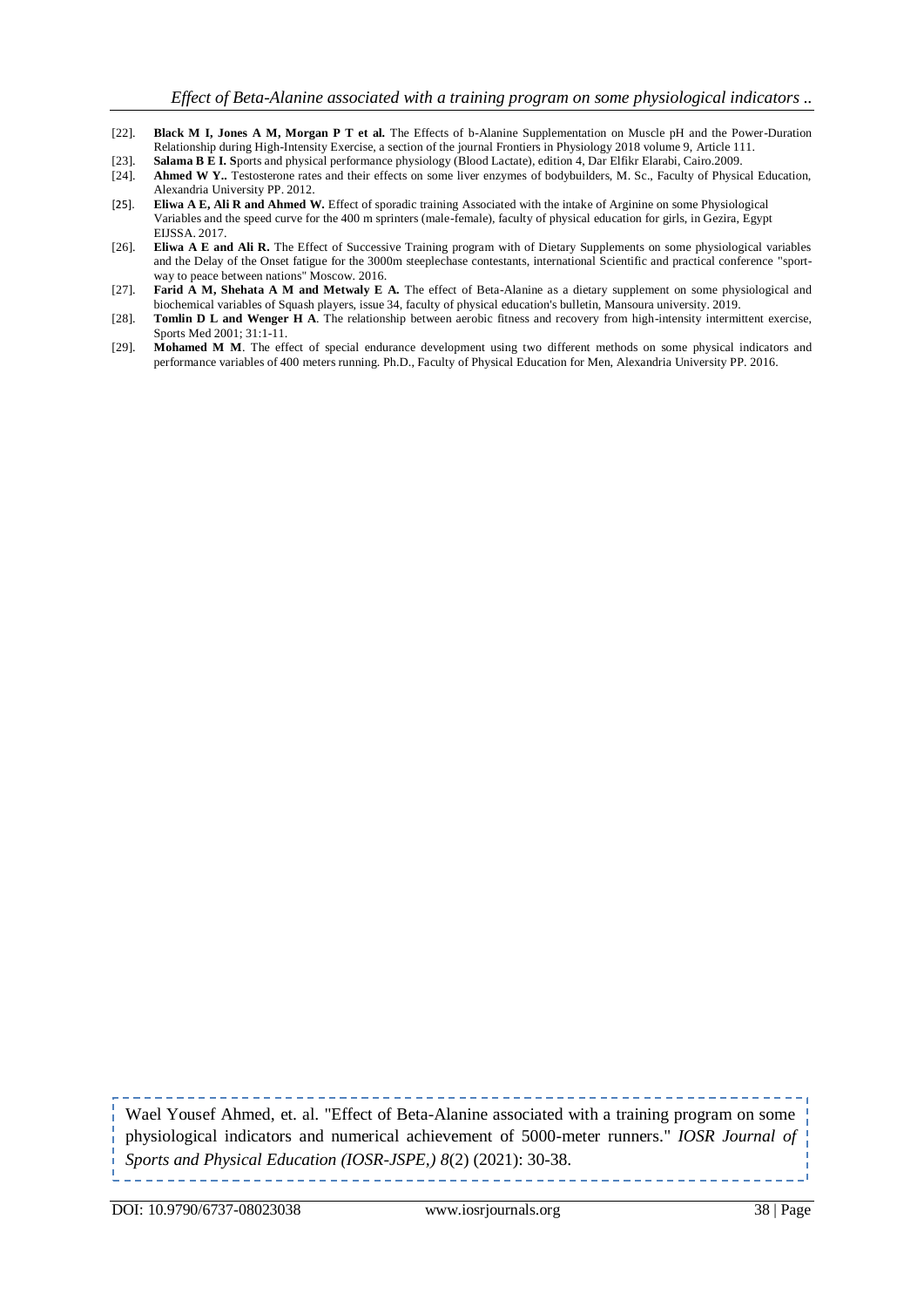[22]. **Black M I, Jones A M, Morgan P T et al.** The Effects of b-Alanine Supplementation on Muscle pH and the Power-Duration Relationship during High-Intensity Exercise, a section of the journal Frontiers in Physiology 2018 volume 9, Article 111.

[23]. **Salama B E I. S**ports and physical performance physiology (Blood Lactate), edition 4, Dar Elfikr Elarabi, Cairo.2009.

[24]. **Ahmed W Y..** Testosterone rates and their effects on some liver enzymes of bodybuilders, M. Sc., Faculty of Physical Education, Alexandria University PP. 2012.

[25]. **Eliwa A E, Ali R and Ahmed W.** Effect of sporadic training Associated with the intake of Arginine on some Physiological Variables and the speed curve for the 400 m sprinters (male-female), faculty of physical education for girls, in Gezira, Egypt EIJSSA. 2017.

[26]. **Eliwa A E and Ali R.** The Effect of Successive Training program with of Dietary Supplements on some physiological variables and the Delay of the Onset fatigue for the 3000m steeplechase contestants, international Scientific and practical conference "sport-way to peace between nations" Moscow. 2016.

[27]. **Farid A M, Shehata A M and Metwaly E A.** The effect of Beta-Alanine as a dietary supplement on some physiological and biochemical variables of Squash players, issue 34, faculty of physical education's bulletin, Mansoura university. 2019.

[28]. **Tomlin D L and Wenger H A**. The relationship between aerobic fitness and recovery from high-intensity intermittent exercise, Sports Med 2001; 31:1-11.

[29]. **Mohamed M M**. The effect of special endurance development using two different methods on some physical indicators and performance variables of 400 meters running. Ph.D., Faculty of Physical Education for Men, Alexandria University PP. 2016.

Wael Yousef Ahmed, et. al. "Effect of Beta-Alanine associated with a training program on some physiological indicators and numerical achievement of 5000-meter runners." *IOSR Journal of Sports and Physical Education (IOSR-JSPE,) 8*(2) (2021): 30-38.